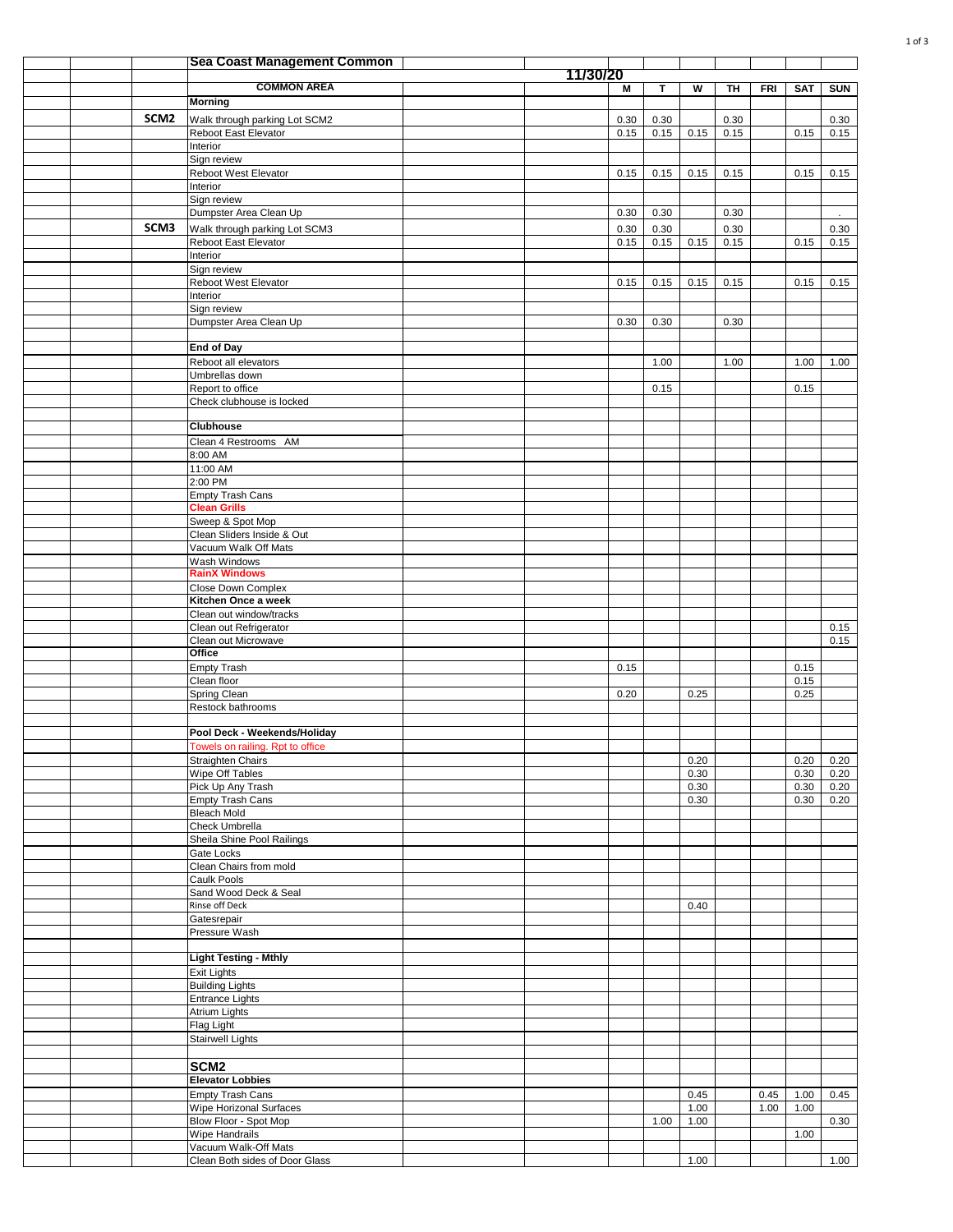# Sea Coast Management Common

11/30/20

| | COMMON AREA | M | T | W | TH | FRI | SAT | SUN |
|---|---|---|---|---|---|---|---|---|
| | **Morning** | | | | | | | |
| SCM2 | Walk through parking Lot SCM2 | 0.30 | 0.30 | | 0.30 | | | 0.30 |
| | Reboot East Elevator | 0.15 | 0.15 | 0.15 | 0.15 | | 0.15 | 0.15 |
| | Interior | | | | | | | |
| | Sign review | | | | | | | |
| | Reboot West Elevator | 0.15 | 0.15 | 0.15 | 0.15 | | 0.15 | 0.15 |
| | Interior | | | | | | | |
| | Sign review | | | | | | | |
| | Dumpster Area Clean Up | 0.30 | 0.30 | | 0.30 | | | . |
| SCM3 | Walk through parking Lot SCM3 | 0.30 | 0.30 | | 0.30 | | | 0.30 |
| | Reboot East Elevator | 0.15 | 0.15 | 0.15 | 0.15 | | 0.15 | 0.15 |
| | Interior | | | | | | | |
| | Sign review | | | | | | | |
| | Reboot West Elevator | 0.15 | 0.15 | 0.15 | 0.15 | | 0.15 | 0.15 |
| | Interior | | | | | | | |
| | Sign review | | | | | | | |
| | Dumpster Area Clean Up | 0.30 | 0.30 | | 0.30 | | | |
| | | | | | | | | |
| | **End of Day** | | | | | | | |
| | Reboot all elevators | | 1.00 | | 1.00 | | 1.00 | 1.00 |
| | Umbrellas down | | | | | | | |
| | Report to office | | 0.15 | | | | 0.15 | |
| | Check clubhouse is locked | | | | | | | |
| | | | | | | | | |
| | **Clubhouse** | | | | | | | |
| | Clean 4 Restrooms AM | | | | | | | |
| | 8:00 AM | | | | | | | |
| | 11:00 AM | | | | | | | |
| | 2:00 PM | | | | | | | |
| | Empty Trash Cans | | | | | | | |
| | **Clean Grills** | | | | | | | |
| | Sweep & Spot Mop | | | | | | | |
| | Clean Sliders Inside & Out | | | | | | | |
| | Vacuum Walk Off Mats | | | | | | | |
| | Wash Windows | | | | | | | |
| | **RainX Windows** | | | | | | | |
| | Close Down Complex | | | | | | | |
| | **Kitchen Once a week** | | | | | | | |
| | Clean out window/tracks | | | | | | | |
| | Clean out Refrigerator | | | | | | | 0.15 |
| | Clean out Microwave | | | | | | | 0.15 |
| | **Office** | | | | | | | |
| | Empty Trash | 0.15 | | | | | 0.15 | |
| | Clean floor | | | | | | 0.15 | |
| | Spring Clean | 0.20 | | 0.25 | | | 0.25 | |
| | Restock bathrooms | | | | | | | |
| | | | | | | | | |
| | **Pool Deck - Weekends/Holiday** | | | | | | | |
| | Towels on railing. Rpt to office | | | | | | | |
| | Straighten Chairs | | | 0.20 | | | 0.20 | 0.20 |
| | Wipe Off Tables | | | 0.30 | | | 0.30 | 0.20 |
| | Pick Up Any Trash | | | 0.30 | | | 0.30 | 0.20 |
| | Empty Trash Cans | | | 0.30 | | | 0.30 | 0.20 |
| | Bleach Mold | | | | | | | |
| | Check Umbrella | | | | | | | |
| | Sheila Shine Pool Railings | | | | | | | |
| | Gate Locks | | | | | | | |
| | Clean Chairs from mold | | | | | | | |
| | Caulk Pools | | | | | | | |
| | Sand Wood Deck & Seal | | | | | | | |
| | Rinse off Deck | | | 0.40 | | | | |
| | Gatesrepair | | | | | | | |
| | Pressure Wash | | | | | | | |
| | | | | | | | | |
| | **Light Testing - Mthly** | | | | | | | |
| | Exit Lights | | | | | | | |
| | Building Lights | | | | | | | |
| | Entrance Lights | | | | | | | |
| | Atrium Lights | | | | | | | |
| | Flag Light | | | | | | | |
| | Stairwell Lights | | | | | | | |
| | | | | | | | | |
| | **SCM2** | | | | | | | |
| | **Elevator Lobbies** | | | | | | | |
| | Empty Trash Cans | | | 0.45 | | 0.45 | 1.00 | 0.45 |
| | Wipe Horizonal Surfaces | | | 1.00 | | 1.00 | 1.00 | |
| | Blow Floor - Spot Mop | | 1.00 | 1.00 | | | | 0.30 |
| | Wipe Handrails | | | | | | 1.00 | |
| | Vacuum Walk-Off Mats | | | | | | | |
| | Clean Both sides of Door Glass | | | 1.00 | | | | 1.00 |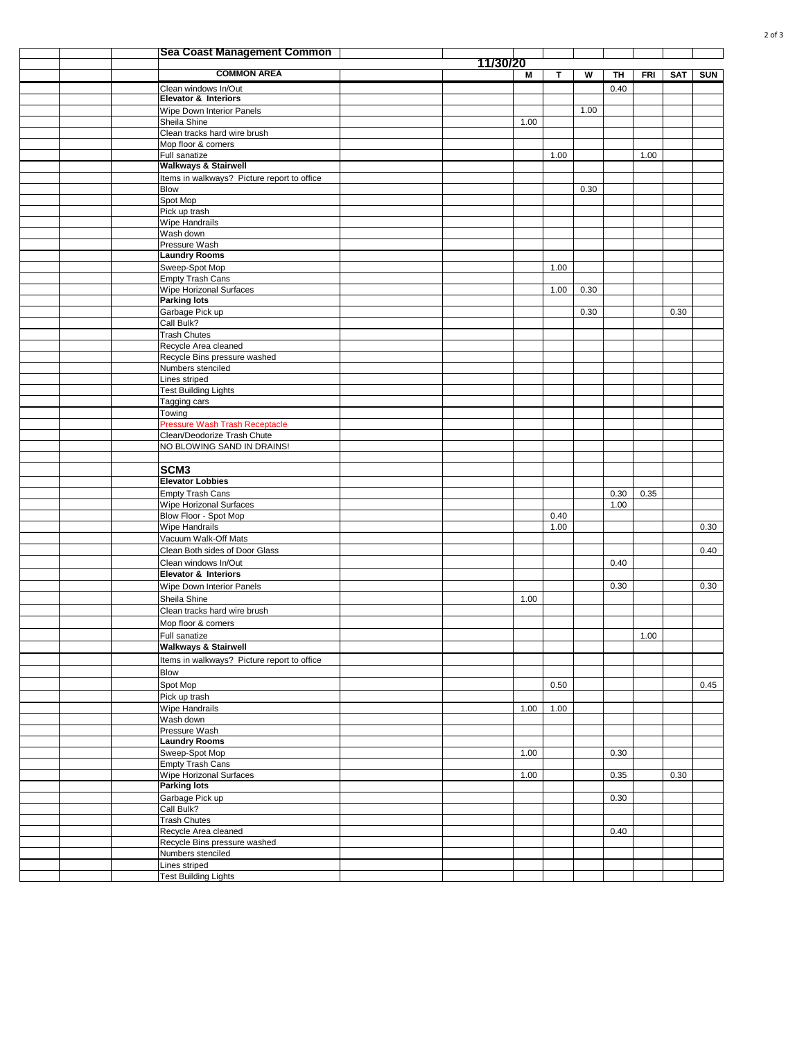| Sea Coast Management Common | 11/30/20 | | | | | | |
|---|---|---|---|---|---|---|---|
| **COMMON AREA** | **M** | **T** | **W** | **TH** | **FRI** | **SAT** | **SUN** |
| Clean windows In/Out | | | | 0.40 | | | |
| **Elevator & Interiors** | | | | | | | |
| Wipe Down Interior Panels | | | 1.00 | | | | |
| Sheila Shine | 1.00 | | | | | | |
| Clean tracks hard wire brush | | | | | | | |
| Mop floor & corners | | | | | | | |
| Full sanatize | | 1.00 | | | 1.00 | | |
| **Walkways & Stairwell** | | | | | | | |
| Items in walkways? Picture report to office | | | | | | | |
| Blow | | | 0.30 | | | | |
| Spot Mop | | | | | | | |
| Pick up trash | | | | | | | |
| Wipe Handrails | | | | | | | |
| Wash down | | | | | | | |
| Pressure Wash | | | | | | | |
| **Laundry Rooms** | | | | | | | |
| Sweep-Spot Mop | | 1.00 | | | | | |
| Empty Trash Cans | | | | | | | |
| Wipe Horizonal Surfaces | | 1.00 | 0.30 | | | | |
| **Parking lots** | | | | | | | |
| Garbage Pick up | | | 0.30 | | | 0.30 | |
| Call Bulk? | | | | | | | |
| Trash Chutes | | | | | | | |
| Recycle Area cleaned | | | | | | | |
| Recycle Bins pressure washed | | | | | | | |
| Numbers stenciled | | | | | | | |
| Lines striped | | | | | | | |
| Test Building Lights | | | | | | | |
| Tagging cars | | | | | | | |
| Towing | | | | | | | |
| Pressure Wash Trash Receptacle | | | | | | | |
| Clean/Deodorize Trash Chute | | | | | | | |
| NO BLOWING SAND IN DRAINS! | | | | | | | |
| | | | | | | | |
| **SCM3** | | | | | | | |
| **Elevator Lobbies** | | | | | | | |
| Empty Trash Cans | | | | 0.30 | 0.35 | | |
| Wipe Horizonal Surfaces | | | | 1.00 | | | |
| Blow Floor - Spot Mop | | 0.40 | | | | | |
| Wipe Handrails | | 1.00 | | | | | 0.30 |
| Vacuum Walk-Off Mats | | | | | | | |
| Clean Both sides of Door Glass | | | | | | | 0.40 |
| Clean windows In/Out | | | | 0.40 | | | |
| **Elevator & Interiors** | | | | | | | |
| Wipe Down Interior Panels | | | | 0.30 | | | 0.30 |
| Sheila Shine | 1.00 | | | | | | |
| Clean tracks hard wire brush | | | | | | | |
| Mop floor & corners | | | | | | | |
| Full sanatize | | | | | 1.00 | | |
| **Walkways & Stairwell** | | | | | | | |
| Items in walkways? Picture report to office | | | | | | | |
| Blow | | | | | | | |
| Spot Mop | | 0.50 | | | | | 0.45 |
| Pick up trash | | | | | | | |
| Wipe Handrails | 1.00 | 1.00 | | | | | |
| Wash down | | | | | | | |
| Pressure Wash | | | | | | | |
| **Laundry Rooms** | | | | | | | |
| Sweep-Spot Mop | 1.00 | | | 0.30 | | | |
| Empty Trash Cans | | | | | | | |
| Wipe Horizonal Surfaces | 1.00 | | | 0.35 | | 0.30 | |
| **Parking lots** | | | | | | | |
| Garbage Pick up | | | | 0.30 | | | |
| Call Bulk? | | | | | | | |
| Trash Chutes | | | | | | | |
| Recycle Area cleaned | | | | 0.40 | | | |
| Recycle Bins pressure washed | | | | | | | |
| Numbers stenciled | | | | | | | |
| Lines striped | | | | | | | |
| Test Building Lights | | | | | | | |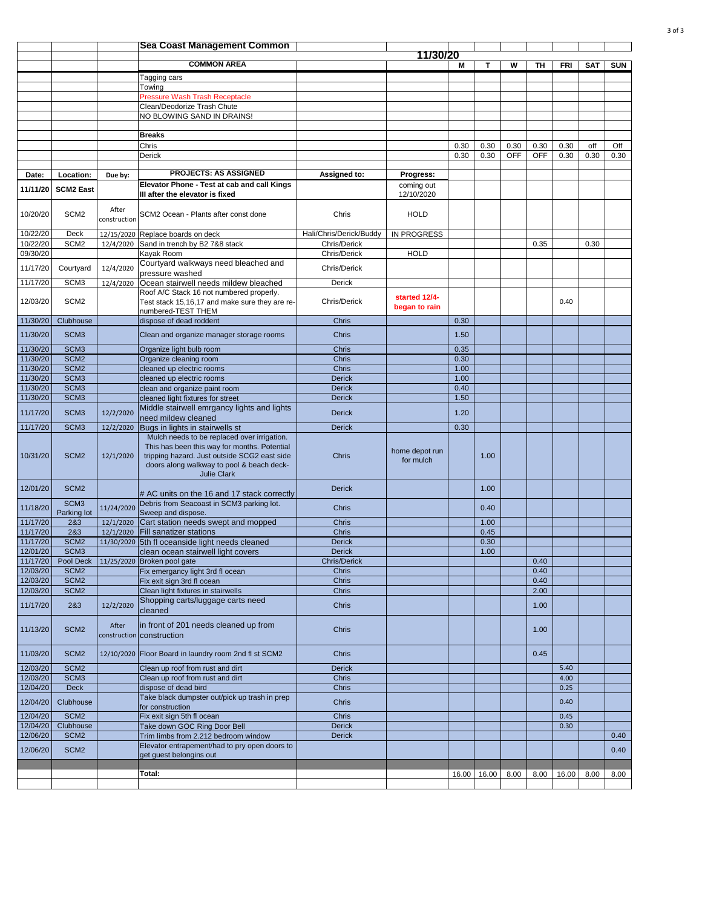| | | | Sea Coast Management Common | | | | | | | | | |
|---|---|---|---|---|---|---|---|---|---|---|---|---|
| | | | | | 11/30/20 | | | | | | | |
| | | | COMMON AREA | | | M | T | W | TH | FRI | SAT | SUN |
| | | | Tagging cars | | | | | | | | | |
| | | | Towing | | | | | | | | | |
| | | | Pressure Wash Trash Receptacle | | | | | | | | | |
| | | | Clean/Deodorize Trash Chute | | | | | | | | | |
| | | | NO BLOWING SAND IN DRAINS! | | | | | | | | | |
| | | | | | | | | | | | | |
| | | | **Breaks** | | | | | | | | | |
| | | | Chris | | | 0.30 | 0.30 | 0.30 | 0.30 | 0.30 | off | Off |
| | | | Derick | | | 0.30 | 0.30 | OFF | OFF | 0.30 | 0.30 | 0.30 |
| | | | | | | | | | | | | |
| **Date:** | **Location:** | **Due by:** | **PROJECTS: AS ASSIGNED** | **Assigned to:** | **Progress:** | | | | | | | |
| **11/11/20** | **SCM2 East** | | **Elevator Phone - Test at cab and call Kings III after the elevator is fixed** | | coming out 12/10/2020 | | | | | | | |
| 10/20/20 | SCM2 | After construction | SCM2 Ocean - Plants after const done | Chris | HOLD | | | | | | | |
| 10/22/20 | Deck | 12/15/2020 | Replace boards on deck | Hali/Chris/Derick/Buddy | IN PROGRESS | | | | | | | |
| 10/22/20 | SCM2 | 12/4/2020 | Sand in trench by B2 7&8 stack | Chris/Derick | | | | | 0.35 | | 0.30 | |
| 09/30/20 | | | Kayak Room | Chris/Derick | HOLD | | | | | | | |
| 11/17/20 | Courtyard | 12/4/2020 | Courtyard walkways need bleached and pressure washed | Chris/Derick | | | | | | | | |
| 11/17/20 | SCM3 | 12/4/2020 | Ocean stairwell needs mildew bleached | Derick | | | | | | | | |
| 12/03/20 | SCM2 | | Roof A/C Stack 16 not numbered properly. Test stack 15,16,17 and make sure they are re-numbered-TEST THEM | Chris/Derick | **started 12/4-began to rain** | | | | | 0.40 | | |
| 11/30/20 | Clubhouse | | dispose of dead roddent | Chris | | 0.30 | | | | | | |
| 11/30/20 | SCM3 | | Clean and organize manager storage rooms | Chris | | 1.50 | | | | | | |
| 11/30/20 | SCM3 | | Organize light bulb room | Chris | | 0.35 | | | | | | |
| 11/30/20 | SCM2 | | Organize cleaning room | Chris | | 0.30 | | | | | | |
| 11/30/20 | SCM2 | | cleaned up electric rooms | Chris | | 1.00 | | | | | | |
| 11/30/20 | SCM3 | | cleaned up electric rooms | Derick | | 1.00 | | | | | | |
| 11/30/20 | SCM3 | | clean and organize paint room | Derick | | 0.40 | | | | | | |
| 11/30/20 | SCM3 | | cleaned light fixtures for street | Derick | | 1.50 | | | | | | |
| 11/17/20 | SCM3 | 12/2/2020 | Middle stairwell emrgancy lights and lights need mildew cleaned | Derick | | 1.20 | | | | | | |
| 11/17/20 | SCM3 | 12/2/2020 | Bugs in lights in stairwells st | Derick | | 0.30 | | | | | | |
| 10/31/20 | SCM2 | 12/1/2020 | Mulch needs to be replaced over irrigation. This has been this way for months. Potential tripping hazard. Just outside SCG2 east side doors along walkway to pool & beach deck-Julie Clark | Chris | home depot run for mulch | | 1.00 | | | | | |
| 12/01/20 | SCM2 | | # AC units on the 16 and 17 stack correctly | Derick | | | 1.00 | | | | | |
| 11/18/20 | SCM3 Parking lot | 11/24/2020 | Debris from Seacoast in SCM3 parking lot. Sweep and dispose. | Chris | | | 0.40 | | | | | |
| 11/17/20 | 2&3 | 12/1/2020 | Cart station needs swept and mopped | Chris | | | 1.00 | | | | | |
| 11/17/20 | 2&3 | 12/1/2020 | Fill sanatizer stations | Chris | | | 0.45 | | | | | |
| 11/17/20 | SCM2 | 11/30/2020 | 5th fl oceanside light needs cleaned | Derick | | | 0.30 | | | | | |
| 12/01/20 | SCM3 | | clean ocean stairwell light covers | Derick | | | 1.00 | | | | | |
| 11/17/20 | Pool Deck | 11/25/2020 | Broken pool gate | Chris/Derick | | | | | 0.40 | | | |
| 12/03/20 | SCM2 | | Fix emergancy light 3rd fl ocean | Chris | | | | | 0.40 | | | |
| 12/03/20 | SCM2 | | Fix exit sign 3rd fl ocean | Chris | | | | | 0.40 | | | |
| 12/03/20 | SCM2 | | Clean light fixtures in stairwells | Chris | | | | | 2.00 | | | |
| 11/17/20 | 2&3 | 12/2/2020 | Shopping carts/luggage carts need cleaned | Chris | | | | | 1.00 | | | |
| 11/13/20 | SCM2 | After construction | in front of 201 needs cleaned up from construction | Chris | | | | | 1.00 | | | |
| 11/03/20 | SCM2 | 12/10/2020 | Floor Board in laundry room 2nd fl st SCM2 | Chris | | | | | 0.45 | | | |
| 12/03/20 | SCM2 | | Clean up roof from rust and dirt | Derick | | | | | | 5.40 | | |
| 12/03/20 | SCM3 | | Clean up roof from rust and dirt | Chris | | | | | | 4.00 | | |
| 12/04/20 | Deck | | dispose of dead bird | Chris | | | | | | 0.25 | | |
| 12/04/20 | Clubhouse | | Take black dumpster out/pick up trash in prep for construction | Chris | | | | | | 0.40 | | |
| 12/04/20 | SCM2 | | Fix exit sign 5th fl ocean | Chris | | | | | | 0.45 | | |
| 12/04/20 | Clubhouse | | Take down GOC Ring Door Bell | Derick | | | | | | 0.30 | | |
| 12/06/20 | SCM2 | | Trim limbs from 2.212 bedroom window | Derick | | | | | | | | 0.40 |
| 12/06/20 | SCM2 | | Elevator entrapement/had to pry open doors to get guest belongins out | | | | | | | | | 0.40 |
| | | | | | | | | | | | | |
| | | | **Total:** | | | 16.00 | 16.00 | 8.00 | 8.00 | 16.00 | 8.00 | 8.00 |